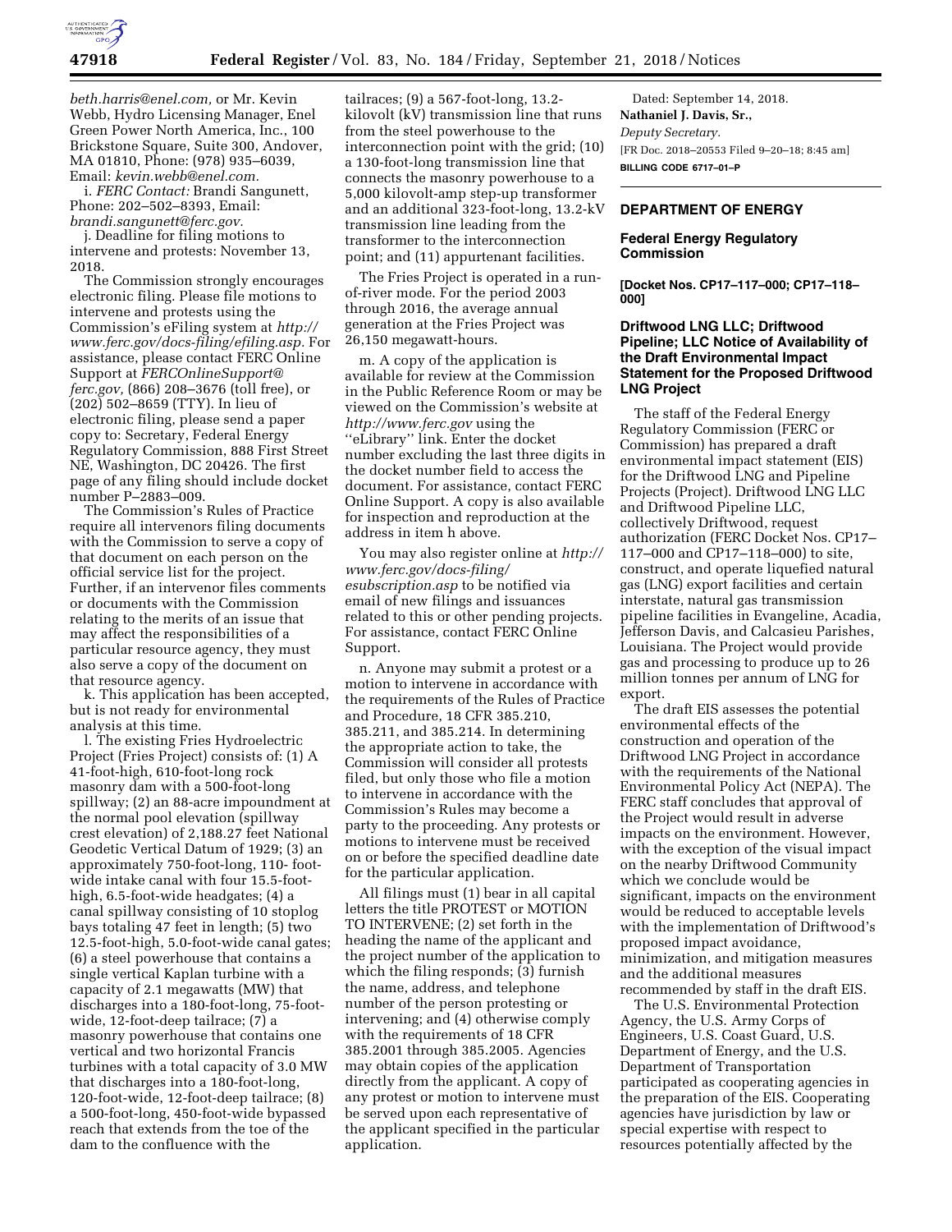*beth.harris@enel.com,* or Mr. Kevin Webb, Hydro Licensing Manager, Enel Green Power North America, Inc., 100 Brickstone Square, Suite 300, Andover, MA 01810, Phone: (978) 935–6039, Email: *kevin.webb@enel.com.*

i. *FERC Contact:* Brandi Sangunett, Phone: 202–502–8393, Email: *brandi.sangunett@ferc.gov.*

j. Deadline for filing motions to intervene and protests: November 13, 2018.

The Commission strongly encourages electronic filing. Please file motions to intervene and protests using the Commission's eFiling system at *http://www.ferc.gov/docs-filing/efiling.asp.* For assistance, please contact FERC Online Support at *FERCOnlineSupport@ferc.gov,* (866) 208–3676 (toll free), or (202) 502–8659 (TTY). In lieu of electronic filing, please send a paper copy to: Secretary, Federal Energy Regulatory Commission, 888 First Street NE, Washington, DC 20426. The first page of any filing should include docket number P–2883–009.

The Commission's Rules of Practice require all intervenors filing documents with the Commission to serve a copy of that document on each person on the official service list for the project. Further, if an intervenor files comments or documents with the Commission relating to the merits of an issue that may affect the responsibilities of a particular resource agency, they must also serve a copy of the document on that resource agency.

k. This application has been accepted, but is not ready for environmental analysis at this time.

l. The existing Fries Hydroelectric Project (Fries Project) consists of: (1) A 41-foot-high, 610-foot-long rock masonry dam with a 500-foot-long spillway; (2) an 88-acre impoundment at the normal pool elevation (spillway crest elevation) of 2,188.27 feet National Geodetic Vertical Datum of 1929; (3) an approximately 750-foot-long, 110- foot-wide intake canal with four 15.5-foot-high, 6.5-foot-wide headgates; (4) a canal spillway consisting of 10 stoplog bays totaling 47 feet in length; (5) two 12.5-foot-high, 5.0-foot-wide canal gates; (6) a steel powerhouse that contains a single vertical Kaplan turbine with a capacity of 2.1 megawatts (MW) that discharges into a 180-foot-long, 75-foot-wide, 12-foot-deep tailrace; (7) a masonry powerhouse that contains one vertical and two horizontal Francis turbines with a total capacity of 3.0 MW that discharges into a 180-foot-long, 120-foot-wide, 12-foot-deep tailrace; (8) a 500-foot-long, 450-foot-wide bypassed reach that extends from the toe of the dam to the confluence with the tailraces; (9) a 567-foot-long, 13.2-kilovolt (kV) transmission line that runs from the steel powerhouse to the interconnection point with the grid; (10) a 130-foot-long transmission line that connects the masonry powerhouse to a 5,000 kilovolt-amp step-up transformer and an additional 323-foot-long, 13.2-kV transmission line leading from the transformer to the interconnection point; and (11) appurtenant facilities.

The Fries Project is operated in a run-of-river mode. For the period 2003 through 2016, the average annual generation at the Fries Project was 26,150 megawatt-hours.

m. A copy of the application is available for review at the Commission in the Public Reference Room or may be viewed on the Commission's website at *http://www.ferc.gov* using the ''eLibrary'' link. Enter the docket number excluding the last three digits in the docket number field to access the document. For assistance, contact FERC Online Support. A copy is also available for inspection and reproduction at the address in item h above.

You may also register online at *http://www.ferc.gov/docs-filing/esubscription.asp* to be notified via email of new filings and issuances related to this or other pending projects. For assistance, contact FERC Online Support.

n. Anyone may submit a protest or a motion to intervene in accordance with the requirements of the Rules of Practice and Procedure, 18 CFR 385.210, 385.211, and 385.214. In determining the appropriate action to take, the Commission will consider all protests filed, but only those who file a motion to intervene in accordance with the Commission's Rules may become a party to the proceeding. Any protests or motions to intervene must be received on or before the specified deadline date for the particular application.

All filings must (1) bear in all capital letters the title PROTEST or MOTION TO INTERVENE; (2) set forth in the heading the name of the applicant and the project number of the application to which the filing responds; (3) furnish the name, address, and telephone number of the person protesting or intervening; and (4) otherwise comply with the requirements of 18 CFR 385.2001 through 385.2005. Agencies may obtain copies of the application directly from the applicant. A copy of any protest or motion to intervene must be served upon each representative of the applicant specified in the particular application.

Dated: September 14, 2018.

**Nathaniel J. Davis, Sr.,**

*Deputy Secretary.*

[FR Doc. 2018–20553 Filed 9–20–18; 8:45 am]

**BILLING CODE 6717–01–P**

## DEPARTMENT OF ENERGY

### Federal Energy Regulatory Commission

**[Docket Nos. CP17–117–000; CP17–118–000]**

### Driftwood LNG LLC; Driftwood Pipeline; LLC Notice of Availability of the Draft Environmental Impact Statement for the Proposed Driftwood LNG Project

The staff of the Federal Energy Regulatory Commission (FERC or Commission) has prepared a draft environmental impact statement (EIS) for the Driftwood LNG and Pipeline Projects (Project). Driftwood LNG LLC and Driftwood Pipeline LLC, collectively Driftwood, request authorization (FERC Docket Nos. CP17–117–000 and CP17–118–000) to site, construct, and operate liquefied natural gas (LNG) export facilities and certain interstate, natural gas transmission pipeline facilities in Evangeline, Acadia, Jefferson Davis, and Calcasieu Parishes, Louisiana. The Project would provide gas and processing to produce up to 26 million tonnes per annum of LNG for export.

The draft EIS assesses the potential environmental effects of the construction and operation of the Driftwood LNG Project in accordance with the requirements of the National Environmental Policy Act (NEPA). The FERC staff concludes that approval of the Project would result in adverse impacts on the environment. However, with the exception of the visual impact on the nearby Driftwood Community which we conclude would be significant, impacts on the environment would be reduced to acceptable levels with the implementation of Driftwood's proposed impact avoidance, minimization, and mitigation measures and the additional measures recommended by staff in the draft EIS.

The U.S. Environmental Protection Agency, the U.S. Army Corps of Engineers, U.S. Coast Guard, U.S. Department of Energy, and the U.S. Department of Transportation participated as cooperating agencies in the preparation of the EIS. Cooperating agencies have jurisdiction by law or special expertise with respect to resources potentially affected by the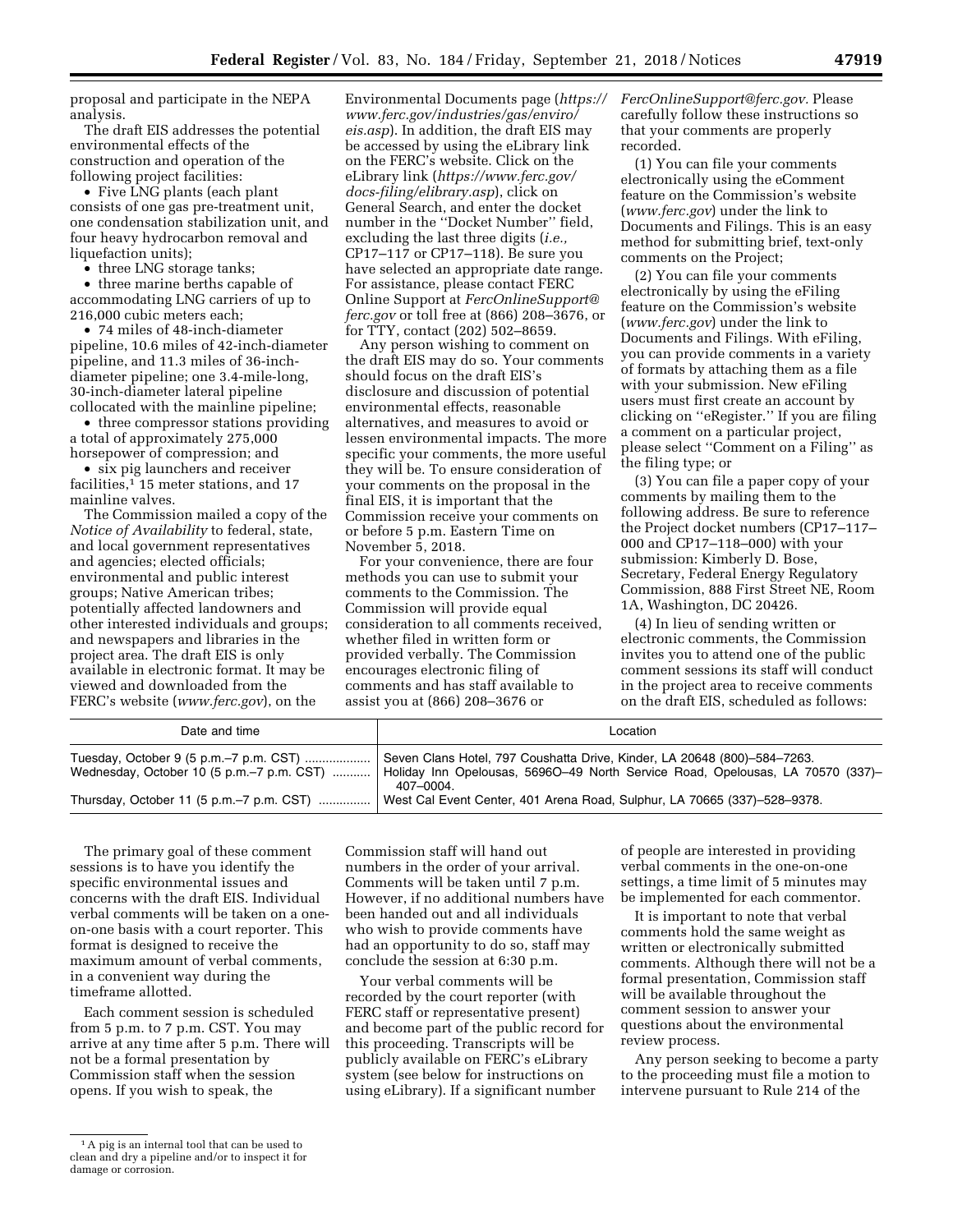proposal and participate in the NEPA analysis.

The draft EIS addresses the potential environmental effects of the construction and operation of the following project facilities:

- Five LNG plants (each plant consists of one gas pre-treatment unit, one condensation stabilization unit, and four heavy hydrocarbon removal and liquefaction units);
- three LNG storage tanks;
- three marine berths capable of accommodating LNG carriers of up to 216,000 cubic meters each;
- 74 miles of 48-inch-diameter pipeline, 10.6 miles of 42-inch-diameter pipeline, and 11.3 miles of 36-inch-diameter pipeline; one 3.4-mile-long, 30-inch-diameter lateral pipeline collocated with the mainline pipeline;
- three compressor stations providing a total of approximately 275,000 horsepower of compression; and
- six pig launchers and receiver facilities,[1] 15 meter stations, and 17 mainline valves.

The Commission mailed a copy of the *Notice of Availability* to federal, state, and local government representatives and agencies; elected officials; environmental and public interest groups; Native American tribes; potentially affected landowners and other interested individuals and groups; and newspapers and libraries in the project area. The draft EIS is only available in electronic format. It may be viewed and downloaded from the FERC's website (*www.ferc.gov*), on the Environmental Documents page (*https://www.ferc.gov/industries/gas/enviro/eis.asp*). In addition, the draft EIS may be accessed by using the eLibrary link on the FERC's website. Click on the eLibrary link (*https://www.ferc.gov/docs-filing/elibrary.asp*), click on General Search, and enter the docket number in the ''Docket Number'' field, excluding the last three digits (*i.e.,* CP17–117 or CP17–118). Be sure you have selected an appropriate date range. For assistance, please contact FERC Online Support at *FercOnlineSupport@ferc.gov* or toll free at (866) 208–3676, or for TTY, contact (202) 502–8659.

Any person wishing to comment on the draft EIS may do so. Your comments should focus on the draft EIS's disclosure and discussion of potential environmental effects, reasonable alternatives, and measures to avoid or lessen environmental impacts. The more specific your comments, the more useful they will be. To ensure consideration of your comments on the proposal in the final EIS, it is important that the Commission receive your comments on or before 5 p.m. Eastern Time on November 5, 2018.

For your convenience, there are four methods you can use to submit your comments to the Commission. The Commission will provide equal consideration to all comments received, whether filed in written form or provided verbally. The Commission encourages electronic filing of comments and has staff available to assist you at (866) 208–3676 or *FercOnlineSupport@ferc.gov.* Please carefully follow these instructions so that your comments are properly recorded.

(1) You can file your comments electronically using the eComment feature on the Commission's website (*www.ferc.gov*) under the link to Documents and Filings. This is an easy method for submitting brief, text-only comments on the Project;

(2) You can file your comments electronically by using the eFiling feature on the Commission's website (*www.ferc.gov*) under the link to Documents and Filings. With eFiling, you can provide comments in a variety of formats by attaching them as a file with your submission. New eFiling users must first create an account by clicking on ''eRegister.'' If you are filing a comment on a particular project, please select ''Comment on a Filing'' as the filing type; or

(3) You can file a paper copy of your comments by mailing them to the following address. Be sure to reference the Project docket numbers (CP17–117–000 and CP17–118–000) with your submission: Kimberly D. Bose, Secretary, Federal Energy Regulatory Commission, 888 First Street NE, Room 1A, Washington, DC 20426.

(4) In lieu of sending written or electronic comments, the Commission invites you to attend one of the public comment sessions its staff will conduct in the project area to receive comments on the draft EIS, scheduled as follows:

| Date and time | Location |
|---|---|
| Tuesday, October 9 (5 p.m.–7 p.m. CST) | Seven Clans Hotel, 797 Coushatta Drive, Kinder, LA 20648 (800)–584–7263. |
| Wednesday, October 10 (5 p.m.–7 p.m. CST) | Holiday Inn Opelousas, 5696O–49 North Service Road, Opelousas, LA 70570 (337)–407–0004. |
| Thursday, October 11 (5 p.m.–7 p.m. CST) | West Cal Event Center, 401 Arena Road, Sulphur, LA 70665 (337)–528–9378. |

The primary goal of these comment sessions is to have you identify the specific environmental issues and concerns with the draft EIS. Individual verbal comments will be taken on a one-on-one basis with a court reporter. This format is designed to receive the maximum amount of verbal comments, in a convenient way during the timeframe allotted.

Each comment session is scheduled from 5 p.m. to 7 p.m. CST. You may arrive at any time after 5 p.m. There will not be a formal presentation by Commission staff when the session opens. If you wish to speak, the Commission staff will hand out numbers in the order of your arrival. Comments will be taken until 7 p.m. However, if no additional numbers have been handed out and all individuals who wish to provide comments have had an opportunity to do so, staff may conclude the session at 6:30 p.m.

Your verbal comments will be recorded by the court reporter (with FERC staff or representative present) and become part of the public record for this proceeding. Transcripts will be publicly available on FERC's eLibrary system (see below for instructions on using eLibrary). If a significant number of people are interested in providing verbal comments in the one-on-one settings, a time limit of 5 minutes may be implemented for each commentor.

It is important to note that verbal comments hold the same weight as written or electronically submitted comments. Although there will not be a formal presentation, Commission staff will be available throughout the comment session to answer your questions about the environmental review process.

Any person seeking to become a party to the proceeding must file a motion to intervene pursuant to Rule 214 of the

[1] A pig is an internal tool that can be used to clean and dry a pipeline and/or to inspect it for damage or corrosion.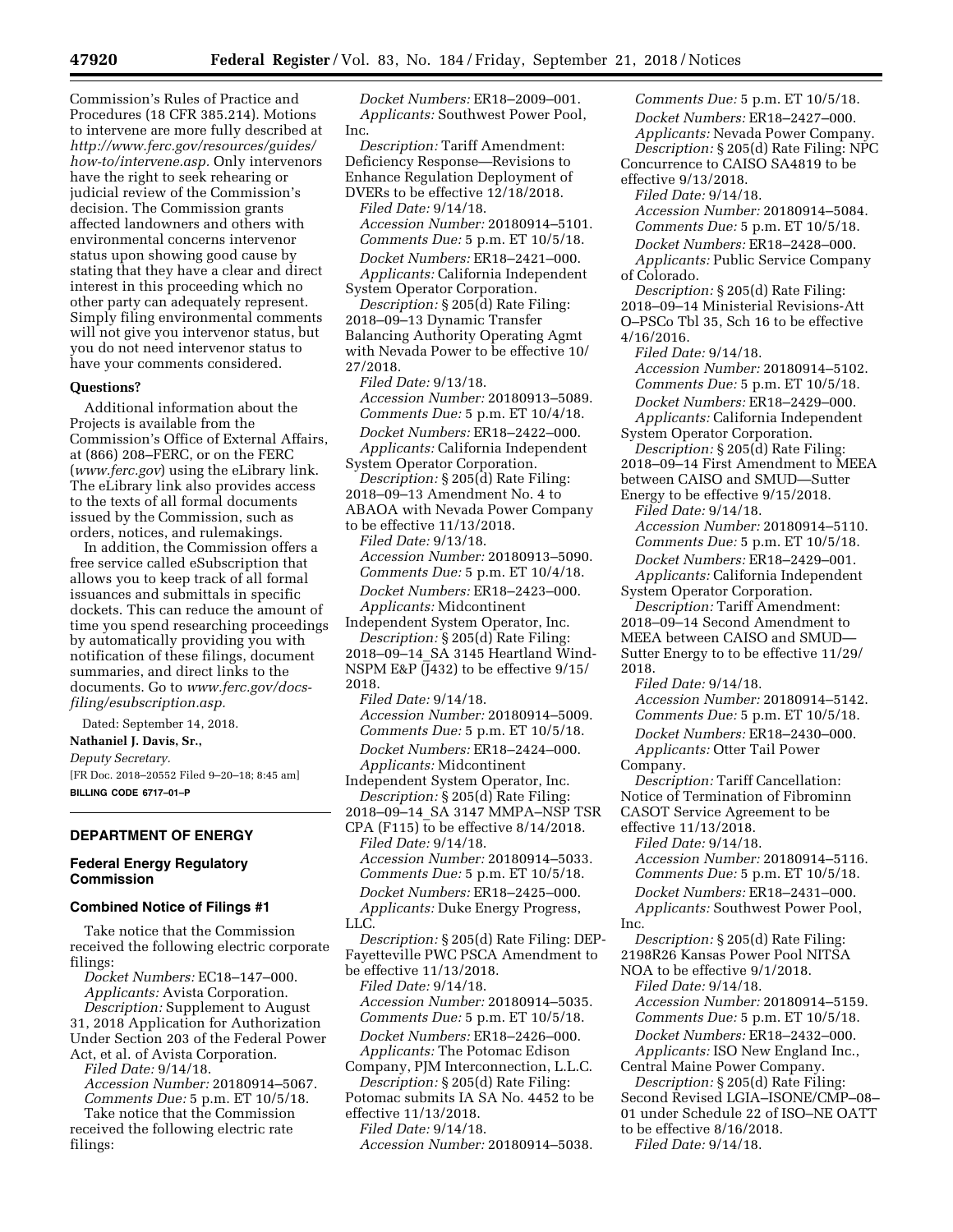Commission's Rules of Practice and Procedures (18 CFR 385.214). Motions to intervene are more fully described at *http://www.ferc.gov/resources/guides/how-to/intervene.asp.* Only intervenors have the right to seek rehearing or judicial review of the Commission's decision. The Commission grants affected landowners and others with environmental concerns intervenor status upon showing good cause by stating that they have a clear and direct interest in this proceeding which no other party can adequately represent. Simply filing environmental comments will not give you intervenor status, but you do not need intervenor status to have your comments considered.

**Questions?**

Additional information about the Projects is available from the Commission's Office of External Affairs, at (866) 208–FERC, or on the FERC (*www.ferc.gov*) using the eLibrary link. The eLibrary link also provides access to the texts of all formal documents issued by the Commission, such as orders, notices, and rulemakings.

In addition, the Commission offers a free service called eSubscription that allows you to keep track of all formal issuances and submittals in specific dockets. This can reduce the amount of time you spend researching proceedings by automatically providing you with notification of these filings, document summaries, and direct links to the documents. Go to *www.ferc.gov/docs-filing/esubscription.asp.*

Dated: September 14, 2018.

**Nathaniel J. Davis, Sr.,**

*Deputy Secretary.*

[FR Doc. 2018–20552 Filed 9–20–18; 8:45 am]

**BILLING CODE 6717–01–P**

## DEPARTMENT OF ENERGY

### Federal Energy Regulatory Commission

#### Combined Notice of Filings #1

Take notice that the Commission received the following electric corporate filings:

*Docket Numbers:* EC18–147–000.
*Applicants:* Avista Corporation.
*Description:* Supplement to August 31, 2018 Application for Authorization Under Section 203 of the Federal Power Act, et al. of Avista Corporation.
*Filed Date:* 9/14/18.
*Accession Number:* 20180914–5067.
*Comments Due:* 5 p.m. ET 10/5/18.

Take notice that the Commission received the following electric rate filings:

*Docket Numbers:* ER18–2009–001.
*Applicants:* Southwest Power Pool, Inc.
*Description:* Tariff Amendment: Deficiency Response—Revisions to Enhance Regulation Deployment of DVERs to be effective 12/18/2018.
*Filed Date:* 9/14/18.
*Accession Number:* 20180914–5101.
*Comments Due:* 5 p.m. ET 10/5/18.

*Docket Numbers:* ER18–2421–000.
*Applicants:* California Independent System Operator Corporation.
*Description:* § 205(d) Rate Filing: 2018–09–13 Dynamic Transfer Balancing Authority Operating Agmt with Nevada Power to be effective 10/27/2018.
*Filed Date:* 9/13/18.
*Accession Number:* 20180913–5089.
*Comments Due:* 5 p.m. ET 10/4/18.

*Docket Numbers:* ER18–2422–000.
*Applicants:* California Independent System Operator Corporation.
*Description:* § 205(d) Rate Filing: 2018–09–13 Amendment No. 4 to ABAOA with Nevada Power Company to be effective 11/13/2018.
*Filed Date:* 9/13/18.
*Accession Number:* 20180913–5090.
*Comments Due:* 5 p.m. ET 10/4/18.

*Docket Numbers:* ER18–2423–000.
*Applicants:* Midcontinent Independent System Operator, Inc.
*Description:* § 205(d) Rate Filing: 2018–09–14_SA 3145 Heartland Wind-NSPM E&P (J432) to be effective 9/15/2018.
*Filed Date:* 9/14/18.
*Accession Number:* 20180914–5009.
*Comments Due:* 5 p.m. ET 10/5/18.

*Docket Numbers:* ER18–2424–000.
*Applicants:* Midcontinent Independent System Operator, Inc.
*Description:* § 205(d) Rate Filing: 2018–09–14_SA 3147 MMPA–NSP TSR CPA (F115) to be effective 8/14/2018.
*Filed Date:* 9/14/18.
*Accession Number:* 20180914–5033.
*Comments Due:* 5 p.m. ET 10/5/18.

*Docket Numbers:* ER18–2425–000.
*Applicants:* Duke Energy Progress, LLC.
*Description:* § 205(d) Rate Filing: DEP-Fayetteville PWC PSCA Amendment to be effective 11/13/2018.
*Filed Date:* 9/14/18.
*Accession Number:* 20180914–5035.
*Comments Due:* 5 p.m. ET 10/5/18.

*Docket Numbers:* ER18–2426–000.
*Applicants:* The Potomac Edison Company, PJM Interconnection, L.L.C.
*Description:* § 205(d) Rate Filing: Potomac submits IA SA No. 4452 to be effective 11/13/2018.
*Filed Date:* 9/14/18.
*Accession Number:* 20180914–5038.
*Comments Due:* 5 p.m. ET 10/5/18.

*Docket Numbers:* ER18–2427–000.
*Applicants:* Nevada Power Company.
*Description:* § 205(d) Rate Filing: NPC Concurrence to CAISO SA4819 to be effective 9/13/2018.
*Filed Date:* 9/14/18.
*Accession Number:* 20180914–5084.
*Comments Due:* 5 p.m. ET 10/5/18.

*Docket Numbers:* ER18–2428–000.
*Applicants:* Public Service Company of Colorado.
*Description:* § 205(d) Rate Filing: 2018–09–14 Ministerial Revisions-Att O–PSCo Tbl 35, Sch 16 to be effective 4/16/2016.
*Filed Date:* 9/14/18.
*Accession Number:* 20180914–5102.
*Comments Due:* 5 p.m. ET 10/5/18.

*Docket Numbers:* ER18–2429–000.
*Applicants:* California Independent System Operator Corporation.
*Description:* § 205(d) Rate Filing: 2018–09–14 First Amendment to MEEA between CAISO and SMUD—Sutter Energy to be effective 9/15/2018.
*Filed Date:* 9/14/18.
*Accession Number:* 20180914–5110.
*Comments Due:* 5 p.m. ET 10/5/18.

*Docket Numbers:* ER18–2429–001.
*Applicants:* California Independent System Operator Corporation.
*Description:* Tariff Amendment: 2018–09–14 Second Amendment to MEEA between CAISO and SMUD—Sutter Energy to to be effective 11/29/2018.
*Filed Date:* 9/14/18.
*Accession Number:* 20180914–5142.
*Comments Due:* 5 p.m. ET 10/5/18.

*Docket Numbers:* ER18–2430–000.
*Applicants:* Otter Tail Power Company.
*Description:* Tariff Cancellation: Notice of Termination of Fibrominn CASOT Service Agreement to be effective 11/13/2018.
*Filed Date:* 9/14/18.
*Accession Number:* 20180914–5116.
*Comments Due:* 5 p.m. ET 10/5/18.

*Docket Numbers:* ER18–2431–000.
*Applicants:* Southwest Power Pool, Inc.
*Description:* § 205(d) Rate Filing: 2198R26 Kansas Power Pool NITSA NOA to be effective 9/1/2018.
*Filed Date:* 9/14/18.
*Accession Number:* 20180914–5159.
*Comments Due:* 5 p.m. ET 10/5/18.

*Docket Numbers:* ER18–2432–000.
*Applicants:* ISO New England Inc., Central Maine Power Company.
*Description:* § 205(d) Rate Filing: Second Revised LGIA–ISONE/CMP–08–01 under Schedule 22 of ISO–NE OATT to be effective 8/16/2018.
*Filed Date:* 9/14/18.